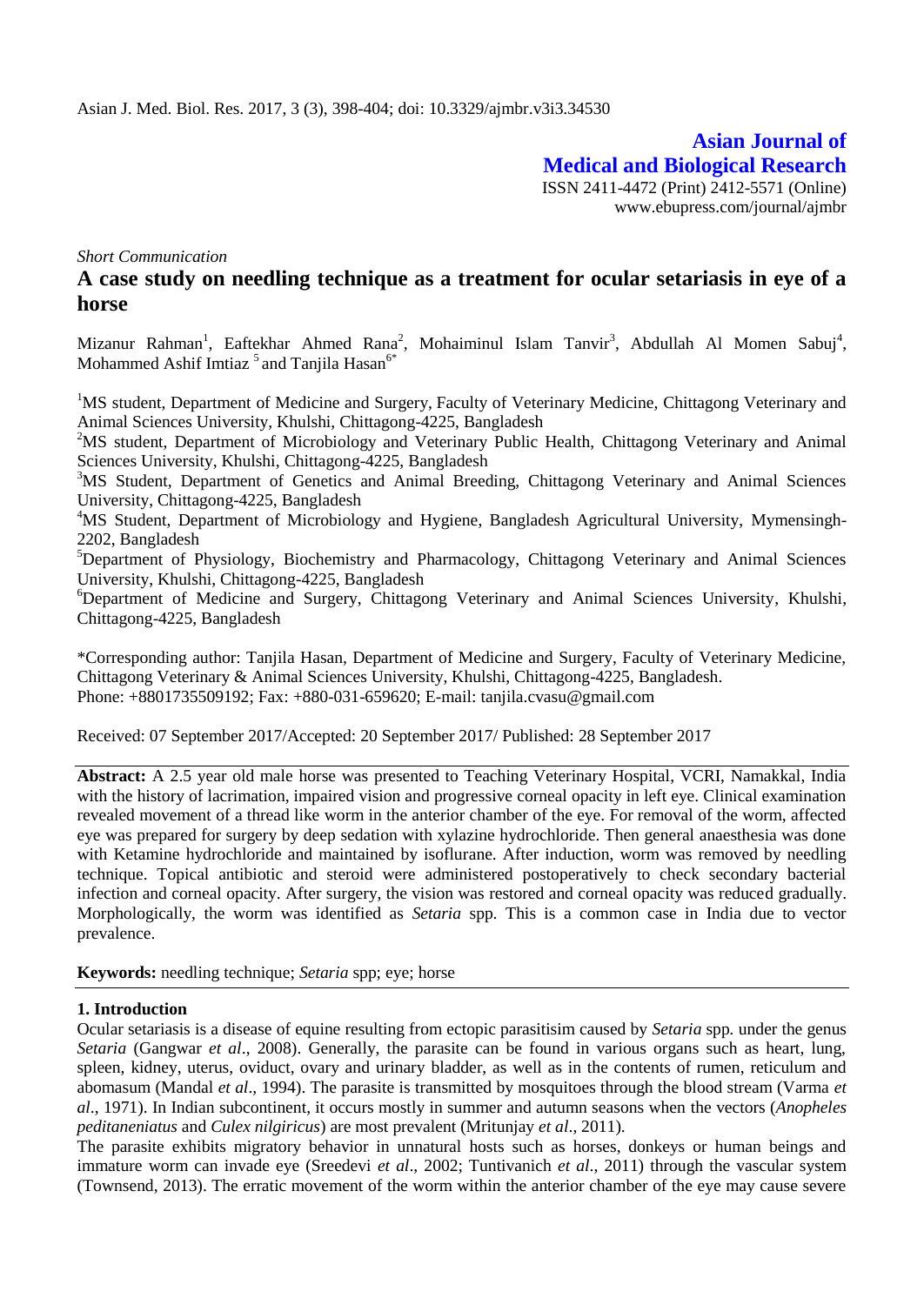**Asian Journal of Medical and Biological Research**

ISSN 2411-4472 (Print) 2412-5571 (Online)
www.ebupress.com/journal/ajmbr

*Short Communication*

# A case study on needling technique as a treatment for ocular setariasis in eye of a horse

Mizanur Rahman[1], Eaftekhar Ahmed Rana[2], Mohaiminul Islam Tanvir[3], Abdullah Al Momen Sabuj[4], Mohammed Ashif Imtiaz[5] and Tanjila Hasan[6*]

[1]MS student, Department of Medicine and Surgery, Faculty of Veterinary Medicine, Chittagong Veterinary and Animal Sciences University, Khulshi, Chittagong-4225, Bangladesh

[2]MS student, Department of Microbiology and Veterinary Public Health, Chittagong Veterinary and Animal Sciences University, Khulshi, Chittagong-4225, Bangladesh

[3]MS Student, Department of Genetics and Animal Breeding, Chittagong Veterinary and Animal Sciences University, Chittagong-4225, Bangladesh

[4]MS Student, Department of Microbiology and Hygiene, Bangladesh Agricultural University, Mymensingh-2202, Bangladesh

[5]Department of Physiology, Biochemistry and Pharmacology, Chittagong Veterinary and Animal Sciences University, Khulshi, Chittagong-4225, Bangladesh

[6]Department of Medicine and Surgery, Chittagong Veterinary and Animal Sciences University, Khulshi, Chittagong-4225, Bangladesh

*Corresponding author: Tanjila Hasan, Department of Medicine and Surgery, Faculty of Veterinary Medicine, Chittagong Veterinary & Animal Sciences University, Khulshi, Chittagong-4225, Bangladesh. Phone: +8801735509192; Fax: +880-031-659620; E-mail: tanjila.cvasu@gmail.com

Received: 07 September 2017/Accepted: 20 September 2017/ Published: 28 September 2017

**Abstract:** A 2.5 year old male horse was presented to Teaching Veterinary Hospital, VCRI, Namakkal, India with the history of lacrimation, impaired vision and progressive corneal opacity in left eye. Clinical examination revealed movement of a thread like worm in the anterior chamber of the eye. For removal of the worm, affected eye was prepared for surgery by deep sedation with xylazine hydrochloride. Then general anaesthesia was done with Ketamine hydrochloride and maintained by isoflurane. After induction, worm was removed by needling technique. Topical antibiotic and steroid were administered postoperatively to check secondary bacterial infection and corneal opacity. After surgery, the vision was restored and corneal opacity was reduced gradually. Morphologically, the worm was identified as *Setaria* spp. This is a common case in India due to vector prevalence.

**Keywords:** needling technique; *Setaria* spp; eye; horse

## 1. Introduction

Ocular setariasis is a disease of equine resulting from ectopic parasitisim caused by *Setaria* spp. under the genus *Setaria* (Gangwar *et al*., 2008). Generally, the parasite can be found in various organs such as heart, lung, spleen, kidney, uterus, oviduct, ovary and urinary bladder, as well as in the contents of rumen, reticulum and abomasum (Mandal *et al*., 1994). The parasite is transmitted by mosquitoes through the blood stream (Varma *et al*., 1971). In Indian subcontinent, it occurs mostly in summer and autumn seasons when the vectors (*Anopheles peditaneniatus* and *Culex nilgiricus*) are most prevalent (Mritunjay *et al*., 2011).

The parasite exhibits migratory behavior in unnatural hosts such as horses, donkeys or human beings and immature worm can invade eye (Sreedevi *et al*., 2002; Tuntivanich *et al*., 2011) through the vascular system (Townsend, 2013). The erratic movement of the worm within the anterior chamber of the eye may cause severe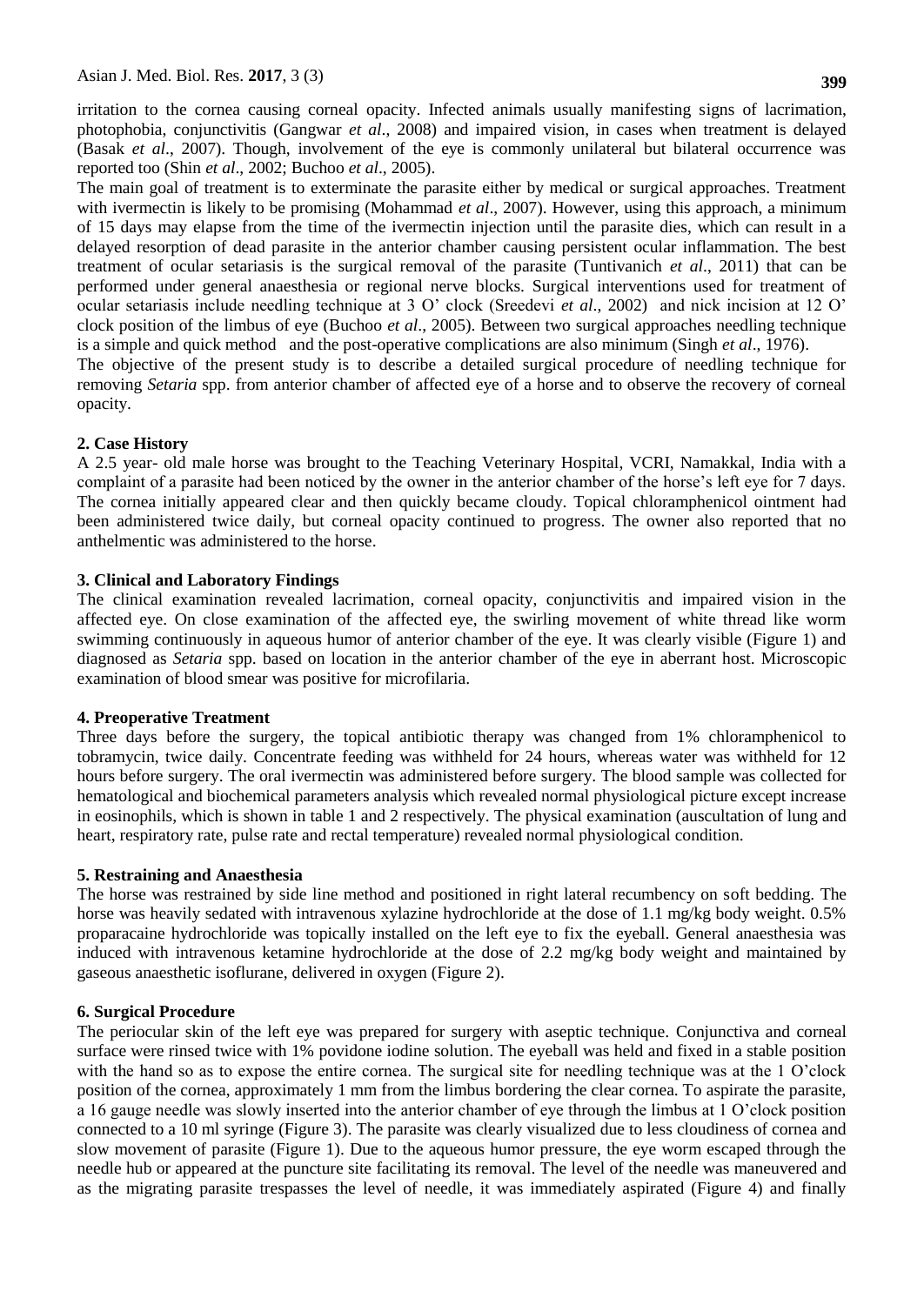irritation to the cornea causing corneal opacity. Infected animals usually manifesting signs of lacrimation, photophobia, conjunctivitis (Gangwar *et al*., 2008) and impaired vision, in cases when treatment is delayed (Basak *et al*., 2007). Though, involvement of the eye is commonly unilateral but bilateral occurrence was reported too (Shin *et al*., 2002; Buchoo *et al*., 2005).

The main goal of treatment is to exterminate the parasite either by medical or surgical approaches. Treatment with ivermectin is likely to be promising (Mohammad *et al*., 2007). However, using this approach, a minimum of 15 days may elapse from the time of the ivermectin injection until the parasite dies, which can result in a delayed resorption of dead parasite in the anterior chamber causing persistent ocular inflammation. The best treatment of ocular setariasis is the surgical removal of the parasite (Tuntivanich *et al*., 2011) that can be performed under general anaesthesia or regional nerve blocks. Surgical interventions used for treatment of ocular setariasis include needling technique at 3 O' clock (Sreedevi *et al*., 2002) and nick incision at 12 O' clock position of the limbus of eye (Buchoo *et al*., 2005). Between two surgical approaches needling technique is a simple and quick method and the post-operative complications are also minimum (Singh *et al*., 1976).

The objective of the present study is to describe a detailed surgical procedure of needling technique for removing *Setaria* spp. from anterior chamber of affected eye of a horse and to observe the recovery of corneal opacity.

## 2. Case History

A 2.5 year- old male horse was brought to the Teaching Veterinary Hospital, VCRI, Namakkal, India with a complaint of a parasite had been noticed by the owner in the anterior chamber of the horse's left eye for 7 days. The cornea initially appeared clear and then quickly became cloudy. Topical chloramphenicol ointment had been administered twice daily, but corneal opacity continued to progress. The owner also reported that no anthelmentic was administered to the horse.

## 3. Clinical and Laboratory Findings

The clinical examination revealed lacrimation, corneal opacity, conjunctivitis and impaired vision in the affected eye. On close examination of the affected eye, the swirling movement of white thread like worm swimming continuously in aqueous humor of anterior chamber of the eye. It was clearly visible (Figure 1) and diagnosed as *Setaria* spp. based on location in the anterior chamber of the eye in aberrant host. Microscopic examination of blood smear was positive for microfilaria.

## 4. Preoperative Treatment

Three days before the surgery, the topical antibiotic therapy was changed from 1% chloramphenicol to tobramycin, twice daily. Concentrate feeding was withheld for 24 hours, whereas water was withheld for 12 hours before surgery. The oral ivermectin was administered before surgery. The blood sample was collected for hematological and biochemical parameters analysis which revealed normal physiological picture except increase in eosinophils, which is shown in table 1 and 2 respectively. The physical examination (auscultation of lung and heart, respiratory rate, pulse rate and rectal temperature) revealed normal physiological condition.

## 5. Restraining and Anaesthesia

The horse was restrained by side line method and positioned in right lateral recumbency on soft bedding. The horse was heavily sedated with intravenous xylazine hydrochloride at the dose of 1.1 mg/kg body weight. 0.5% proparacaine hydrochloride was topically installed on the left eye to fix the eyeball. General anaesthesia was induced with intravenous ketamine hydrochloride at the dose of 2.2 mg/kg body weight and maintained by gaseous anaesthetic isoflurane, delivered in oxygen (Figure 2).

## 6. Surgical Procedure

The periocular skin of the left eye was prepared for surgery with aseptic technique. Conjunctiva and corneal surface were rinsed twice with 1% povidone iodine solution. The eyeball was held and fixed in a stable position with the hand so as to expose the entire cornea. The surgical site for needling technique was at the 1 O'clock position of the cornea, approximately 1 mm from the limbus bordering the clear cornea. To aspirate the parasite, a 16 gauge needle was slowly inserted into the anterior chamber of eye through the limbus at 1 O'clock position connected to a 10 ml syringe (Figure 3). The parasite was clearly visualized due to less cloudiness of cornea and slow movement of parasite (Figure 1). Due to the aqueous humor pressure, the eye worm escaped through the needle hub or appeared at the puncture site facilitating its removal. The level of the needle was maneuvered and as the migrating parasite trespasses the level of needle, it was immediately aspirated (Figure 4) and finally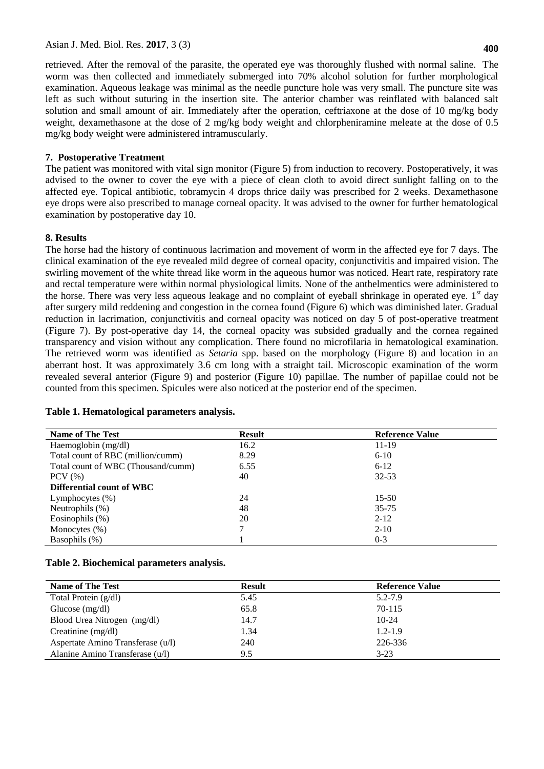retrieved. After the removal of the parasite, the operated eye was thoroughly flushed with normal saline. The worm was then collected and immediately submerged into 70% alcohol solution for further morphological examination. Aqueous leakage was minimal as the needle puncture hole was very small. The puncture site was left as such without suturing in the insertion site. The anterior chamber was reinflated with balanced salt solution and small amount of air. Immediately after the operation, ceftriaxone at the dose of 10 mg/kg body weight, dexamethasone at the dose of 2 mg/kg body weight and chlorpheniramine meleate at the dose of 0.5 mg/kg body weight were administered intramuscularly.

## 7. Postoperative Treatment

The patient was monitored with vital sign monitor (Figure 5) from induction to recovery. Postoperatively, it was advised to the owner to cover the eye with a piece of clean cloth to avoid direct sunlight falling on to the affected eye. Topical antibiotic, tobramycin 4 drops thrice daily was prescribed for 2 weeks. Dexamethasone eye drops were also prescribed to manage corneal opacity. It was advised to the owner for further hematological examination by postoperative day 10.

## 8. Results

The horse had the history of continuous lacrimation and movement of worm in the affected eye for 7 days. The clinical examination of the eye revealed mild degree of corneal opacity, conjunctivitis and impaired vision. The swirling movement of the white thread like worm in the aqueous humor was noticed. Heart rate, respiratory rate and rectal temperature were within normal physiological limits. None of the anthelmentics were administered to the horse. There was very less aqueous leakage and no complaint of eyeball shrinkage in operated eye. 1st day after surgery mild reddening and congestion in the cornea found (Figure 6) which was diminished later. Gradual reduction in lacrimation, conjunctivitis and corneal opacity was noticed on day 5 of post-operative treatment (Figure 7). By post-operative day 14, the corneal opacity was subsided gradually and the cornea regained transparency and vision without any complication. There found no microfilaria in hematological examination. The retrieved worm was identified as *Setaria* spp. based on the morphology (Figure 8) and location in an aberrant host. It was approximately 3.6 cm long with a straight tail. Microscopic examination of the worm revealed several anterior (Figure 9) and posterior (Figure 10) papillae. The number of papillae could not be counted from this specimen. Spicules were also noticed at the posterior end of the specimen.

**Table 1. Hematological parameters analysis.**

| Name of The Test | Result | Reference Value |
|---|---|---|
| Haemoglobin (mg/dl) | 16.2 | 11-19 |
| Total count of RBC (million/cumm) | 8.29 | 6-10 |
| Total count of WBC (Thousand/cumm) | 6.55 | 6-12 |
| PCV (%) | 40 | 32-53 |
| **Differential count of WBC** | | |
| Lymphocytes (%) | 24 | 15-50 |
| Neutrophils (%) | 48 | 35-75 |
| Eosinophils (%) | 20 | 2-12 |
| Monocytes (%) | 7 | 2-10 |
| Basophils (%) | 1 | 0-3 |

**Table 2. Biochemical parameters analysis.**

| Name of The Test | Result | Reference Value |
|---|---|---|
| Total Protein (g/dl) | 5.45 | 5.2-7.9 |
| Glucose (mg/dl) | 65.8 | 70-115 |
| Blood Urea Nitrogen (mg/dl) | 14.7 | 10-24 |
| Creatinine (mg/dl) | 1.34 | 1.2-1.9 |
| Aspertate Amino Transferase (u/l) | 240 | 226-336 |
| Alanine Amino Transferase (u/l) | 9.5 | 3-23 |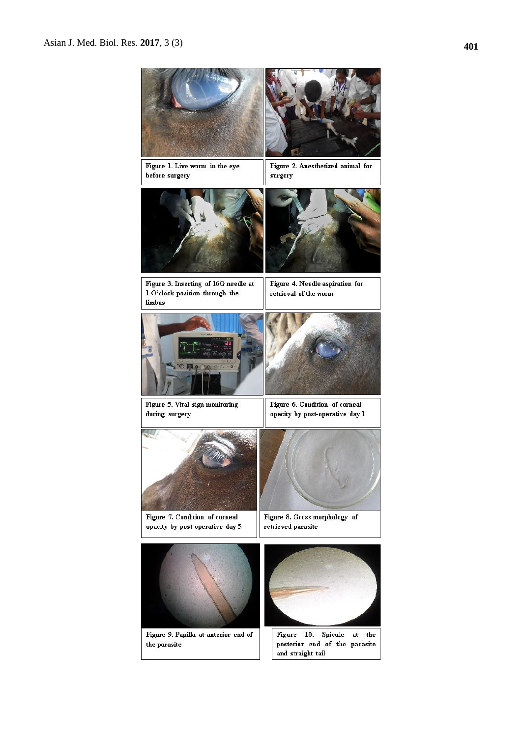Figure 1. Live worm in the eye before surgery

Figure 2. Anesthetized animal for surgery

Figure 3. Inserting of 16G needle at 1 O'clock position through the limbus

Figure 4. Needle aspiration for retrieval of the worm

Figure 5. Vital sign monitoring during surgery

Figure 6. Condition of corneal opacity by post-operative day 1

Figure 7. Condition of corneal opacity by post-operative day 5

Figure 8. Gross morphology of retrieved parasite

Figure 9. Papilla at anterior end of the parasite

Figure 10. Spicule at the posterior end of the parasite and straight tail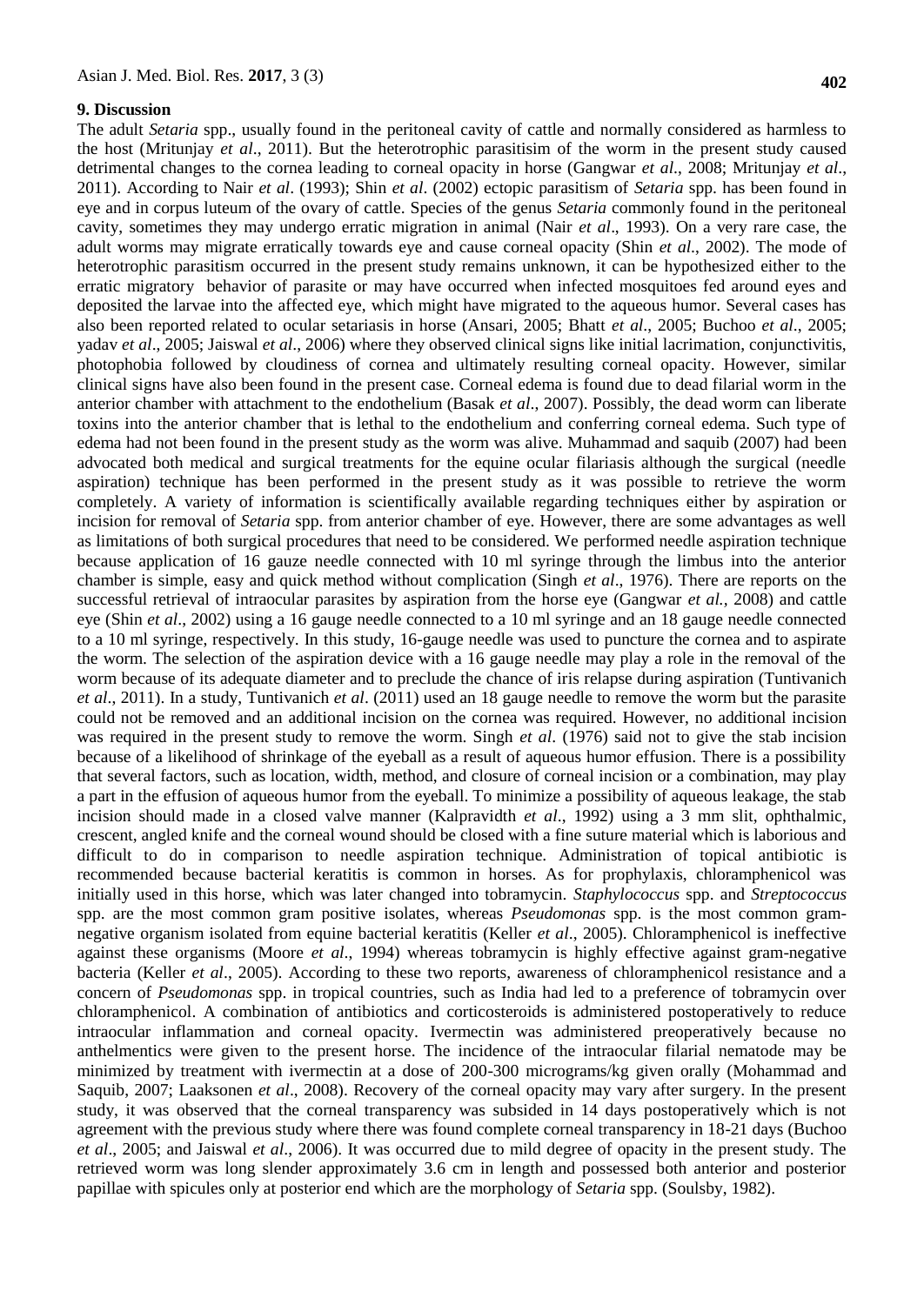## 9. Discussion

The adult *Setaria* spp., usually found in the peritoneal cavity of cattle and normally considered as harmless to the host (Mritunjay *et al*., 2011). But the heterotrophic parasitisim of the worm in the present study caused detrimental changes to the cornea leading to corneal opacity in horse (Gangwar *et al*., 2008; Mritunjay *et al*., 2011). According to Nair *et al*. (1993); Shin *et al*. (2002) ectopic parasitism of *Setaria* spp. has been found in eye and in corpus luteum of the ovary of cattle. Species of the genus *Setaria* commonly found in the peritoneal cavity, sometimes they may undergo erratic migration in animal (Nair *et al*., 1993). On a very rare case, the adult worms may migrate erratically towards eye and cause corneal opacity (Shin *et al*., 2002). The mode of heterotrophic parasitism occurred in the present study remains unknown, it can be hypothesized either to the erratic migratory behavior of parasite or may have occurred when infected mosquitoes fed around eyes and deposited the larvae into the affected eye, which might have migrated to the aqueous humor. Several cases has also been reported related to ocular setariasis in horse (Ansari, 2005; Bhatt *et al*., 2005; Buchoo *et al*., 2005; yadav *et al*., 2005; Jaiswal *et al*., 2006) where they observed clinical signs like initial lacrimation, conjunctivitis, photophobia followed by cloudiness of cornea and ultimately resulting corneal opacity. However, similar clinical signs have also been found in the present case. Corneal edema is found due to dead filarial worm in the anterior chamber with attachment to the endothelium (Basak *et al*., 2007). Possibly, the dead worm can liberate toxins into the anterior chamber that is lethal to the endothelium and conferring corneal edema. Such type of edema had not been found in the present study as the worm was alive. Muhammad and saquib (2007) had been advocated both medical and surgical treatments for the equine ocular filariasis although the surgical (needle aspiration) technique has been performed in the present study as it was possible to retrieve the worm completely. A variety of information is scientifically available regarding techniques either by aspiration or incision for removal of *Setaria* spp. from anterior chamber of eye. However, there are some advantages as well as limitations of both surgical procedures that need to be considered. We performed needle aspiration technique because application of 16 gauze needle connected with 10 ml syringe through the limbus into the anterior chamber is simple, easy and quick method without complication (Singh *et al*., 1976). There are reports on the successful retrieval of intraocular parasites by aspiration from the horse eye (Gangwar *et al.*, 2008) and cattle eye (Shin *et al*., 2002) using a 16 gauge needle connected to a 10 ml syringe and an 18 gauge needle connected to a 10 ml syringe, respectively. In this study, 16-gauge needle was used to puncture the cornea and to aspirate the worm. The selection of the aspiration device with a 16 gauge needle may play a role in the removal of the worm because of its adequate diameter and to preclude the chance of iris relapse during aspiration (Tuntivanich *et al*., 2011). In a study, Tuntivanich *et al*. (2011) used an 18 gauge needle to remove the worm but the parasite could not be removed and an additional incision on the cornea was required. However, no additional incision was required in the present study to remove the worm. Singh *et al*. (1976) said not to give the stab incision because of a likelihood of shrinkage of the eyeball as a result of aqueous humor effusion. There is a possibility that several factors, such as location, width, method, and closure of corneal incision or a combination, may play a part in the effusion of aqueous humor from the eyeball. To minimize a possibility of aqueous leakage, the stab incision should made in a closed valve manner (Kalpravidth *et al*., 1992) using a 3 mm slit, ophthalmic, crescent, angled knife and the corneal wound should be closed with a fine suture material which is laborious and difficult to do in comparison to needle aspiration technique. Administration of topical antibiotic is recommended because bacterial keratitis is common in horses. As for prophylaxis, chloramphenicol was initially used in this horse, which was later changed into tobramycin. *Staphylococcus* spp. and *Streptococcus* spp. are the most common gram positive isolates, whereas *Pseudomonas* spp. is the most common gram-negative organism isolated from equine bacterial keratitis (Keller *et al*., 2005). Chloramphenicol is ineffective against these organisms (Moore *et al*., 1994) whereas tobramycin is highly effective against gram-negative bacteria (Keller *et al*., 2005). According to these two reports, awareness of chloramphenicol resistance and a concern of *Pseudomonas* spp. in tropical countries, such as India had led to a preference of tobramycin over chloramphenicol. A combination of antibiotics and corticosteroids is administered postoperatively to reduce intraocular inflammation and corneal opacity. Ivermectin was administered preoperatively because no anthelmentics were given to the present horse. The incidence of the intraocular filarial nematode may be minimized by treatment with ivermectin at a dose of 200-300 micrograms/kg given orally (Mohammad and Saquib, 2007; Laaksonen *et al*., 2008). Recovery of the corneal opacity may vary after surgery. In the present study, it was observed that the corneal transparency was subsided in 14 days postoperatively which is not agreement with the previous study where there was found complete corneal transparency in 18-21 days (Buchoo *et al*., 2005; and Jaiswal *et al*., 2006). It was occurred due to mild degree of opacity in the present study. The retrieved worm was long slender approximately 3.6 cm in length and possessed both anterior and posterior papillae with spicules only at posterior end which are the morphology of *Setaria* spp. (Soulsby, 1982).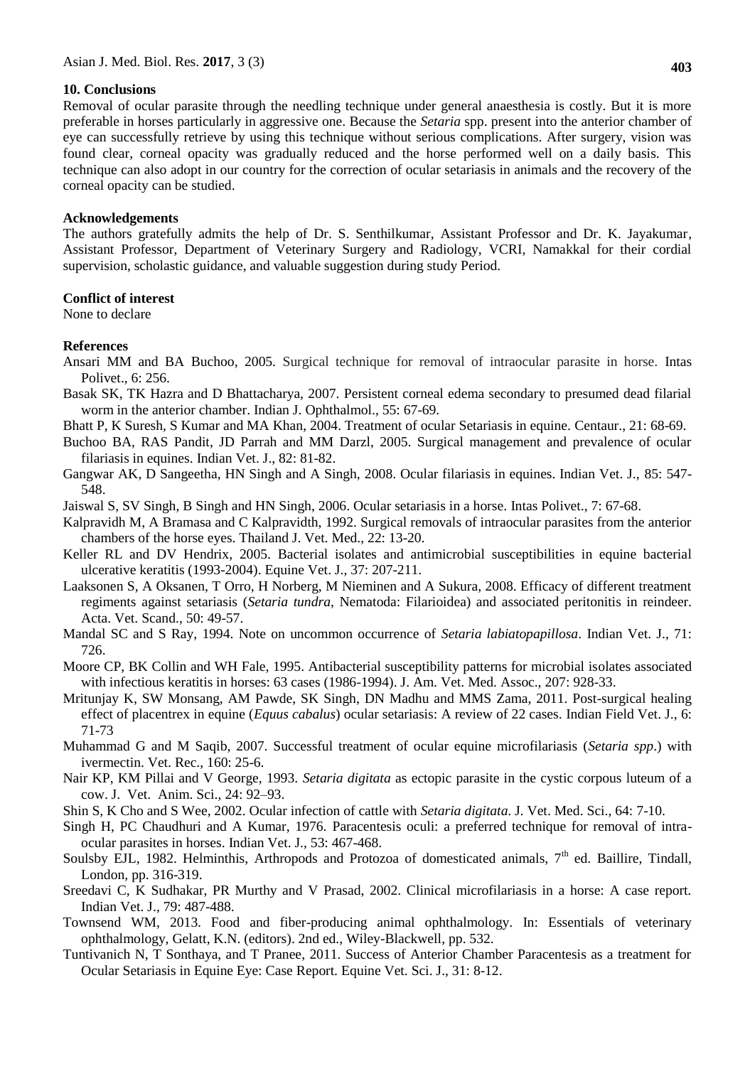## 10. Conclusions

Removal of ocular parasite through the needling technique under general anaesthesia is costly. But it is more preferable in horses particularly in aggressive one. Because the *Setaria* spp. present into the anterior chamber of eye can successfully retrieve by using this technique without serious complications. After surgery, vision was found clear, corneal opacity was gradually reduced and the horse performed well on a daily basis. This technique can also adopt in our country for the correction of ocular setariasis in animals and the recovery of the corneal opacity can be studied.

## Acknowledgements

The authors gratefully admits the help of Dr. S. Senthilkumar, Assistant Professor and Dr. K. Jayakumar, Assistant Professor, Department of Veterinary Surgery and Radiology, VCRI, Namakkal for their cordial supervision, scholastic guidance, and valuable suggestion during study Period.

## Conflict of interest

None to declare

## References

Ansari MM and BA Buchoo, 2005. Surgical technique for removal of intraocular parasite in horse. Intas Polivet., 6: 256.

Basak SK, TK Hazra and D Bhattacharya, 2007. Persistent corneal edema secondary to presumed dead filarial worm in the anterior chamber. Indian J. Ophthalmol., 55: 67-69.

Bhatt P, K Suresh, S Kumar and MA Khan, 2004. Treatment of ocular Setariasis in equine. Centaur., 21: 68-69.

Buchoo BA, RAS Pandit, JD Parrah and MM Darzl, 2005. Surgical management and prevalence of ocular filariasis in equines. Indian Vet. J., 82: 81-82.

Gangwar AK, D Sangeetha, HN Singh and A Singh, 2008. Ocular filariasis in equines. Indian Vet. J., 85: 547-548.

Jaiswal S, SV Singh, B Singh and HN Singh, 2006. Ocular setariasis in a horse. Intas Polivet., 7: 67-68.

Kalpravidh M, A Bramasa and C Kalpravidth, 1992. Surgical removals of intraocular parasites from the anterior chambers of the horse eyes. Thailand J. Vet. Med., 22: 13-20.

Keller RL and DV Hendrix, 2005. Bacterial isolates and antimicrobial susceptibilities in equine bacterial ulcerative keratitis (1993-2004). Equine Vet. J., 37: 207-211.

Laaksonen S, A Oksanen, T Orro, H Norberg, M Nieminen and A Sukura, 2008. Efficacy of different treatment regiments against setariasis (*Setaria tundra*, Nematoda: Filarioidea) and associated peritonitis in reindeer. Acta. Vet. Scand., 50: 49-57.

Mandal SC and S Ray, 1994. Note on uncommon occurrence of *Setaria labiatopapillosa*. Indian Vet. J., 71: 726.

Moore CP, BK Collin and WH Fale, 1995. Antibacterial susceptibility patterns for microbial isolates associated with infectious keratitis in horses: 63 cases (1986-1994). J. Am. Vet. Med. Assoc., 207: 928-33.

Mritunjay K, SW Monsang, AM Pawde, SK Singh, DN Madhu and MMS Zama, 2011. Post-surgical healing effect of placentrex in equine (*Equus cabalus*) ocular setariasis: A review of 22 cases. Indian Field Vet. J., 6: 71-73

Muhammad G and M Saqib, 2007. Successful treatment of ocular equine microfilariasis (*Setaria spp*.) with ivermectin. Vet. Rec., 160: 25-6.

Nair KP, KM Pillai and V George, 1993. *Setaria digitata* as ectopic parasite in the cystic corpous luteum of a cow. J. Vet. Anim. Sci., 24: 92–93.

Shin S, K Cho and S Wee, 2002. Ocular infection of cattle with *Setaria digitata*. J. Vet. Med. Sci., 64: 7-10.

Singh H, PC Chaudhuri and A Kumar, 1976. Paracentesis oculi: a preferred technique for removal of intra-ocular parasites in horses. Indian Vet. J., 53: 467-468.

Soulsby EJL, 1982. Helminthis, Arthropods and Protozoa of domesticated animals, 7th ed. Baillire, Tindall, London, pp. 316-319.

Sreedavi C, K Sudhakar, PR Murthy and V Prasad, 2002. Clinical microfilariasis in a horse: A case report. Indian Vet. J., 79: 487-488.

Townsend WM, 2013. Food and fiber-producing animal ophthalmology. In: Essentials of veterinary ophthalmology, Gelatt, K.N. (editors). 2nd ed., Wiley-Blackwell, pp. 532.

Tuntivanich N, T Sonthaya, and T Pranee, 2011. Success of Anterior Chamber Paracentesis as a treatment for Ocular Setariasis in Equine Eye: Case Report. Equine Vet. Sci. J., 31: 8-12.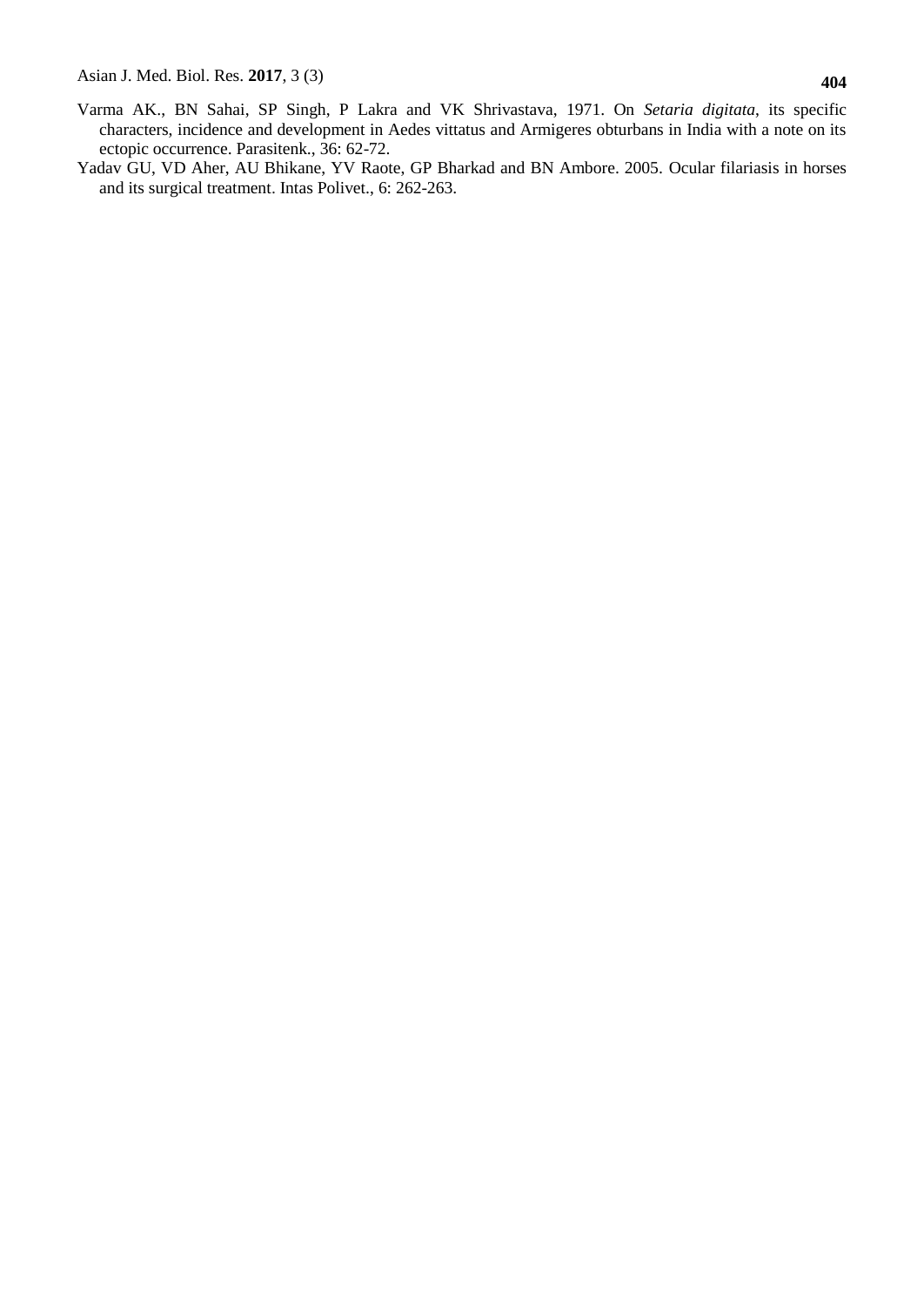Varma AK., BN Sahai, SP Singh, P Lakra and VK Shrivastava, 1971. On *Setaria digitata*, its specific characters, incidence and development in Aedes vittatus and Armigeres obturbans in India with a note on its ectopic occurrence. Parasitenk., 36: 62-72.

Yadav GU, VD Aher, AU Bhikane, YV Raote, GP Bharkad and BN Ambore. 2005. Ocular filariasis in horses and its surgical treatment. Intas Polivet., 6: 262-263.